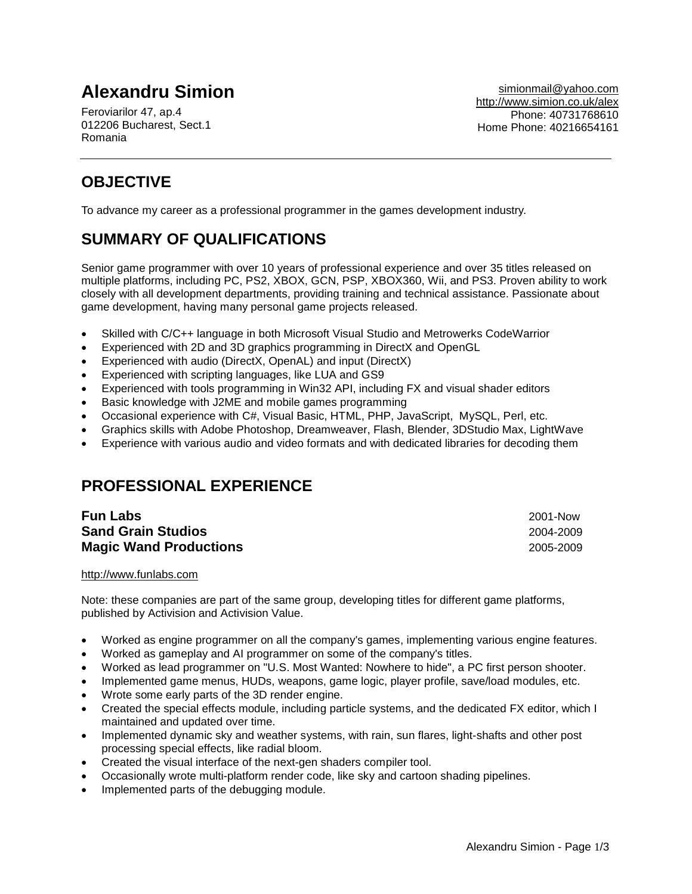# Alexandru Simion

Feroviarilor 47, ap.4
012206 Bucharest, Sect.1
Romania

simionmail@yahoo.com
http://www.simion.co.uk/alex
Phone: 40731768610
Home Phone: 40216654161

---

## OBJECTIVE

To advance my career as a professional programmer in the games development industry.

## SUMMARY OF QUALIFICATIONS

Senior game programmer with over 10 years of professional experience and over 35 titles released on multiple platforms, including PC, PS2, XBOX, GCN, PSP, XBOX360, Wii, and PS3. Proven ability to work closely with all development departments, providing training and technical assistance. Passionate about game development, having many personal game projects released.

- Skilled with C/C++ language in both Microsoft Visual Studio and Metrowerks CodeWarrior
- Experienced with 2D and 3D graphics programming in DirectX and OpenGL
- Experienced with audio (DirectX, OpenAL) and input (DirectX)
- Experienced with scripting languages, like LUA and GS9
- Experienced with tools programming in Win32 API, including FX and visual shader editors
- Basic knowledge with J2ME and mobile games programming
- Occasional experience with C#, Visual Basic, HTML, PHP, JavaScript, MySQL, Perl, etc.
- Graphics skills with Adobe Photoshop, Dreamweaver, Flash, Blender, 3DStudio Max, LightWave
- Experience with various audio and video formats and with dedicated libraries for decoding them

## PROFESSIONAL EXPERIENCE

**Fun Labs** 2001-Now
**Sand Grain Studios** 2004-2009
**Magic Wand Productions** 2005-2009

http://www.funlabs.com

Note: these companies are part of the same group, developing titles for different game platforms, published by Activision and Activision Value.

- Worked as engine programmer on all the company's games, implementing various engine features.
- Worked as gameplay and AI programmer on some of the company's titles.
- Worked as lead programmer on "U.S. Most Wanted: Nowhere to hide", a PC first person shooter.
- Implemented game menus, HUDs, weapons, game logic, player profile, save/load modules, etc.
- Wrote some early parts of the 3D render engine.
- Created the special effects module, including particle systems, and the dedicated FX editor, which I maintained and updated over time.
- Implemented dynamic sky and weather systems, with rain, sun flares, light-shafts and other post processing special effects, like radial bloom.
- Created the visual interface of the next-gen shaders compiler tool.
- Occasionally wrote multi-platform render code, like sky and cartoon shading pipelines.
- Implemented parts of the debugging module.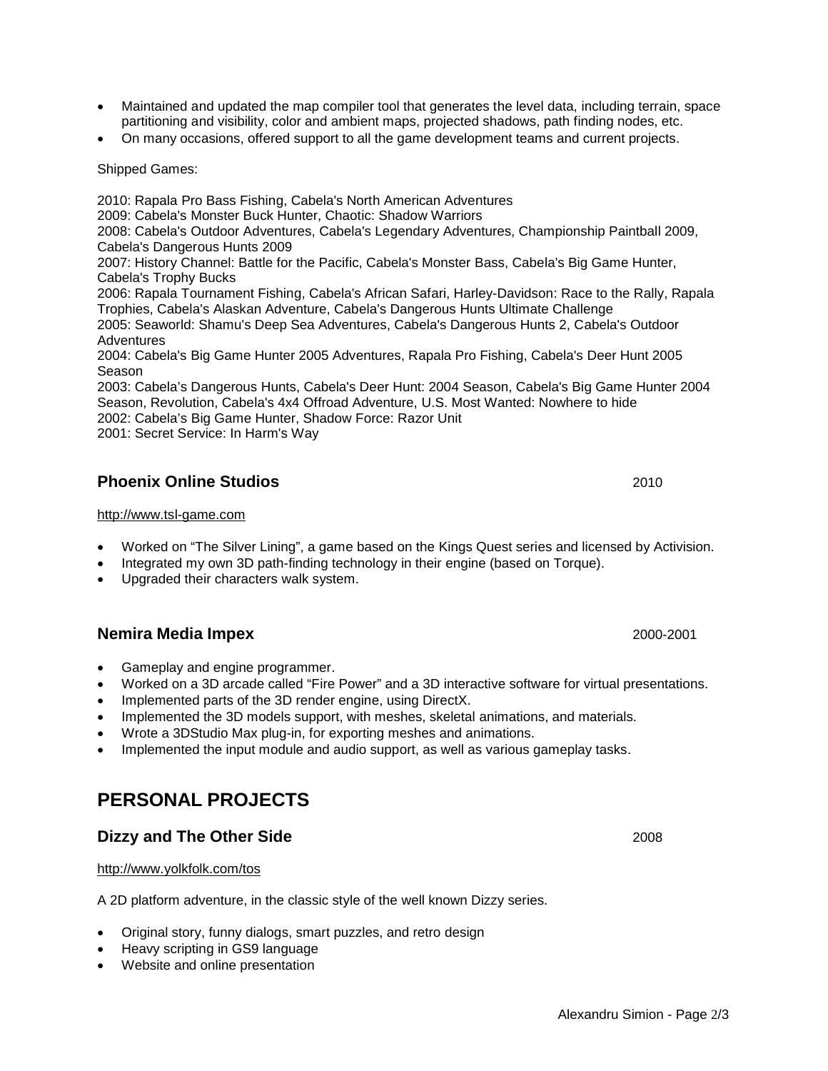- Maintained and updated the map compiler tool that generates the level data, including terrain, space partitioning and visibility, color and ambient maps, projected shadows, path finding nodes, etc.
- On many occasions, offered support to all the game development teams and current projects.

Shipped Games:

2010: Rapala Pro Bass Fishing, Cabela's North American Adventures
2009: Cabela's Monster Buck Hunter, Chaotic: Shadow Warriors
2008: Cabela's Outdoor Adventures, Cabela's Legendary Adventures, Championship Paintball 2009, Cabela's Dangerous Hunts 2009
2007: History Channel: Battle for the Pacific, Cabela's Monster Bass, Cabela's Big Game Hunter, Cabela's Trophy Bucks
2006: Rapala Tournament Fishing, Cabela's African Safari, Harley-Davidson: Race to the Rally, Rapala Trophies, Cabela's Alaskan Adventure, Cabela's Dangerous Hunts Ultimate Challenge
2005: Seaworld: Shamu's Deep Sea Adventures, Cabela's Dangerous Hunts 2, Cabela's Outdoor Adventures
2004: Cabela's Big Game Hunter 2005 Adventures, Rapala Pro Fishing, Cabela's Deer Hunt 2005 Season
2003: Cabela's Dangerous Hunts, Cabela's Deer Hunt: 2004 Season, Cabela's Big Game Hunter 2004 Season, Revolution, Cabela's 4x4 Offroad Adventure, U.S. Most Wanted: Nowhere to hide
2002: Cabela's Big Game Hunter, Shadow Force: Razor Unit
2001: Secret Service: In Harm's Way

### Phoenix Online Studios — 2010

http://www.tsl-game.com

- Worked on "The Silver Lining", a game based on the Kings Quest series and licensed by Activision.
- Integrated my own 3D path-finding technology in their engine (based on Torque).
- Upgraded their characters walk system.

### Nemira Media Impex — 2000-2001

- Gameplay and engine programmer.
- Worked on a 3D arcade called "Fire Power" and a 3D interactive software for virtual presentations.
- Implemented parts of the 3D render engine, using DirectX.
- Implemented the 3D models support, with meshes, skeletal animations, and materials.
- Wrote a 3DStudio Max plug-in, for exporting meshes and animations.
- Implemented the input module and audio support, as well as various gameplay tasks.

## PERSONAL PROJECTS

### Dizzy and The Other Side — 2008

http://www.yolkfolk.com/tos

A 2D platform adventure, in the classic style of the well known Dizzy series.

- Original story, funny dialogs, smart puzzles, and retro design
- Heavy scripting in GS9 language
- Website and online presentation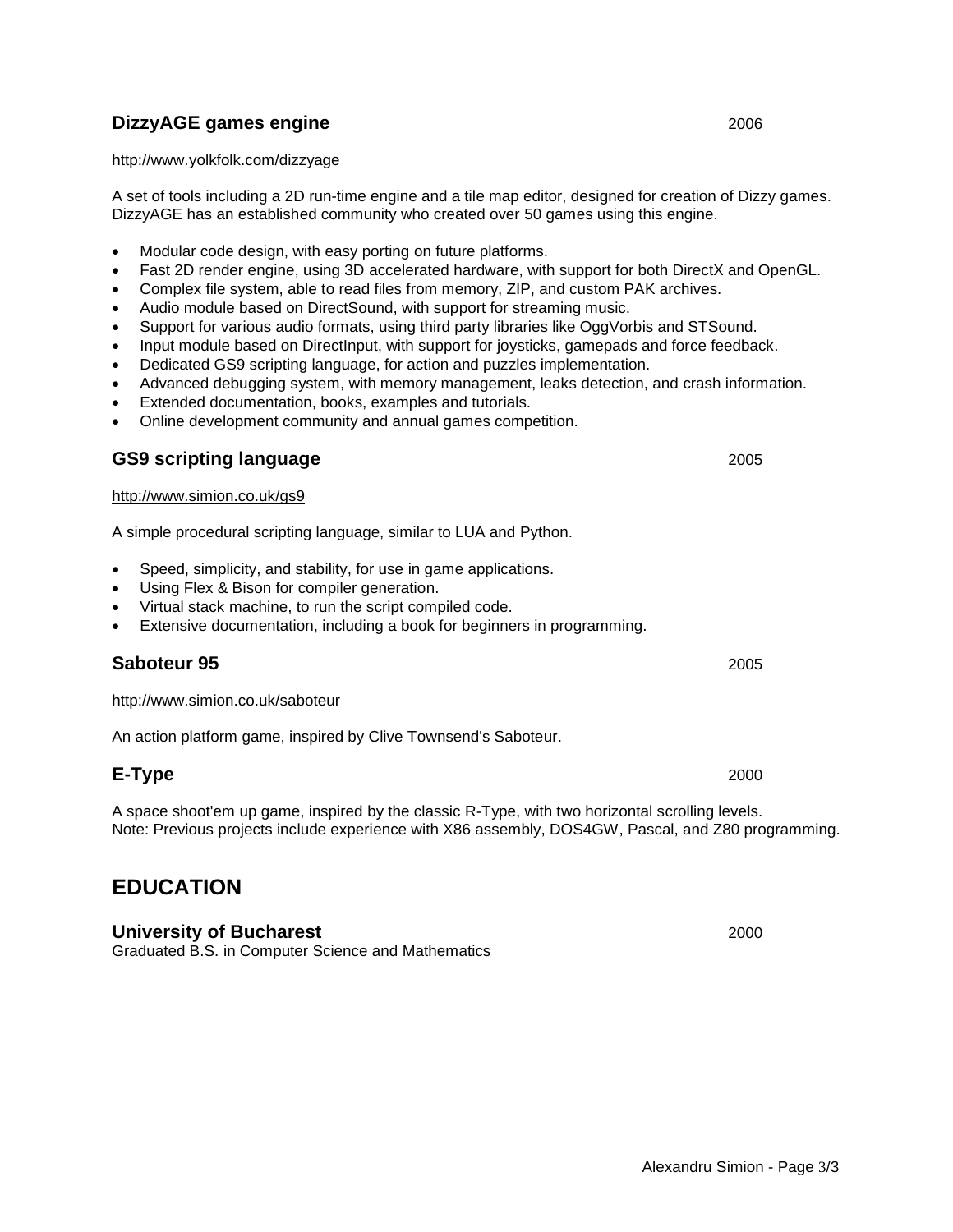### DizzyAGE games engine 2006

http://www.yolkfolk.com/dizzyage

A set of tools including a 2D run-time engine and a tile map editor, designed for creation of Dizzy games. DizzyAGE has an established community who created over 50 games using this engine.

- Modular code design, with easy porting on future platforms.
- Fast 2D render engine, using 3D accelerated hardware, with support for both DirectX and OpenGL.
- Complex file system, able to read files from memory, ZIP, and custom PAK archives.
- Audio module based on DirectSound, with support for streaming music.
- Support for various audio formats, using third party libraries like OggVorbis and STSound.
- Input module based on DirectInput, with support for joysticks, gamepads and force feedback.
- Dedicated GS9 scripting language, for action and puzzles implementation.
- Advanced debugging system, with memory management, leaks detection, and crash information.
- Extended documentation, books, examples and tutorials.
- Online development community and annual games competition.

### GS9 scripting language 2005

http://www.simion.co.uk/gs9

A simple procedural scripting language, similar to LUA and Python.

- Speed, simplicity, and stability, for use in game applications.
- Using Flex & Bison for compiler generation.
- Virtual stack machine, to run the script compiled code.
- Extensive documentation, including a book for beginners in programming.

### Saboteur 95 2005

http://www.simion.co.uk/saboteur

An action platform game, inspired by Clive Townsend's Saboteur.

### E-Type 2000

A space shoot'em up game, inspired by the classic R-Type, with two horizontal scrolling levels.
Note: Previous projects include experience with X86 assembly, DOS4GW, Pascal, and Z80 programming.

## EDUCATION

### University of Bucharest 2000

Graduated B.S. in Computer Science and Mathematics